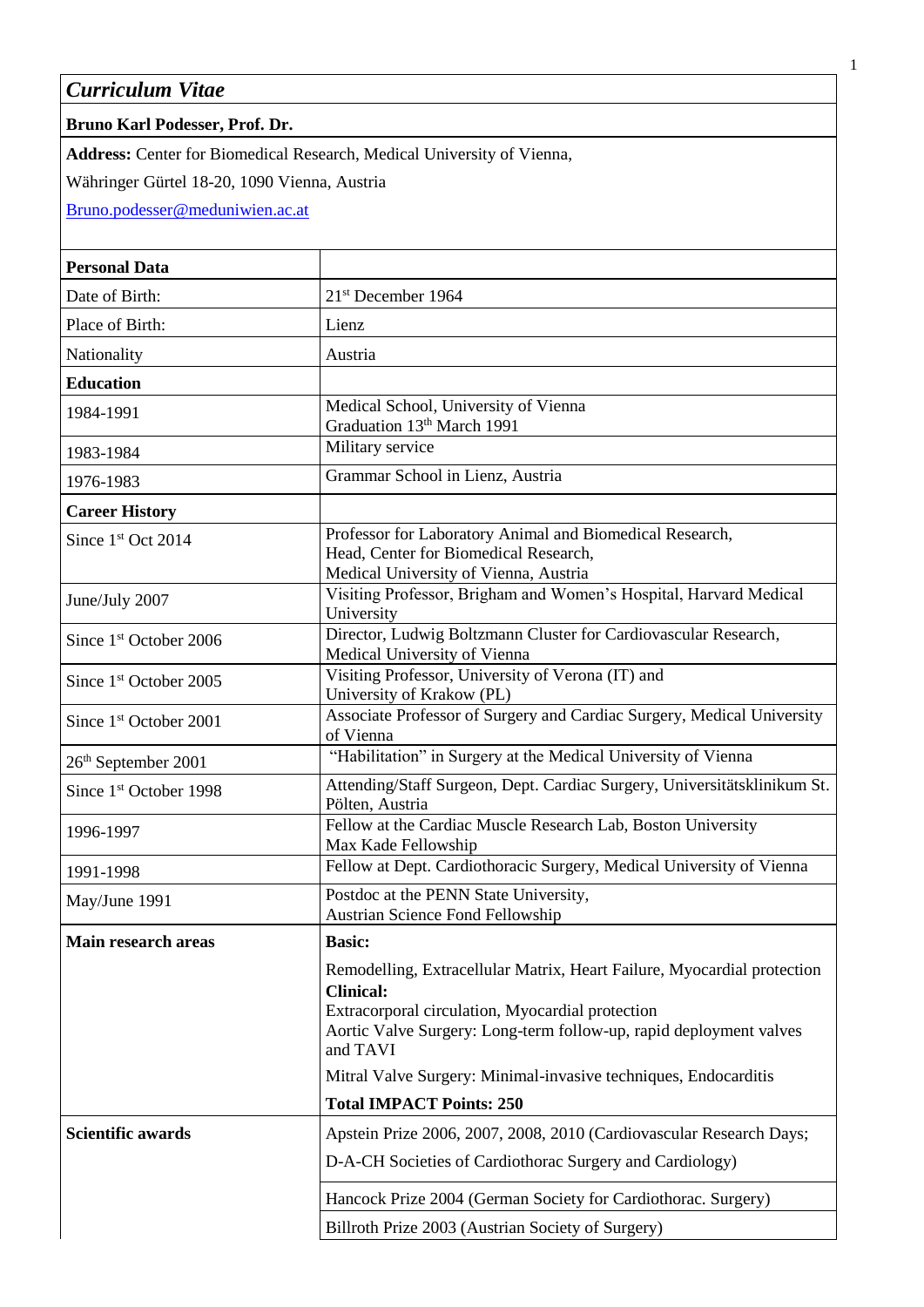# *Curriculum Vitae*

**Bruno Karl Podesser, Prof. Dr.**

**Address:** Center for Biomedical Research, Medical University of Vienna,

Währinger Gürtel 18-20, 1090 Vienna, Austria

[Bruno.podesser@meduniwien.ac.at](mailto:Bruno.podesser@meduniwien.ac.at)

| **Personal Data** | |
|---|---|
| Date of Birth: | 21st December 1964 |
| Place of Birth: | Lienz |
| Nationality | Austria |
| **Education** | |
| 1984-1991 | Medical School, University of Vienna<br>Graduation 13th March 1991 |
| 1983-1984 | Military service |
| 1976-1983 | Grammar School in Lienz, Austria |
| **Career History** | |
| Since 1st Oct 2014 | Professor for Laboratory Animal and Biomedical Research,<br>Head, Center for Biomedical Research,<br>Medical University of Vienna, Austria |
| June/July 2007 | Visiting Professor, Brigham and Women's Hospital, Harvard Medical University |
| Since 1st October 2006 | Director, Ludwig Boltzmann Cluster for Cardiovascular Research, Medical University of Vienna |
| Since 1st October 2005 | Visiting Professor, University of Verona (IT) and<br>University of Krakow (PL) |
| Since 1st October 2001 | Associate Professor of Surgery and Cardiac Surgery, Medical University of Vienna |
| 26th September 2001 | "Habilitation" in Surgery at the Medical University of Vienna |
| Since 1st October 1998 | Attending/Staff Surgeon, Dept. Cardiac Surgery, Universitätsklinikum St. Pölten, Austria |
| 1996-1997 | Fellow at the Cardiac Muscle Research Lab, Boston University<br>Max Kade Fellowship |
| 1991-1998 | Fellow at Dept. Cardiothoracic Surgery, Medical University of Vienna |
| May/June 1991 | Postdoc at the PENN State University,<br>Austrian Science Fond Fellowship |
| **Main research areas** | **Basic:**<br>Remodelling, Extracellular Matrix, Heart Failure, Myocardial protection<br>**Clinical:**<br>Extracorporal circulation, Myocardial protection<br>Aortic Valve Surgery: Long-term follow-up, rapid deployment valves and TAVI<br>Mitral Valve Surgery: Minimal-invasive techniques, Endocarditis<br>**Total IMPACT Points: 250** |
| **Scientific awards** | Apstein Prize 2006, 2007, 2008, 2010 (Cardiovascular Research Days;<br>D-A-CH Societies of Cardiothorac Surgery and Cardiology) |
| | Hancock Prize 2004 (German Society for Cardiothorac. Surgery) |
| | Billroth Prize 2003 (Austrian Society of Surgery) |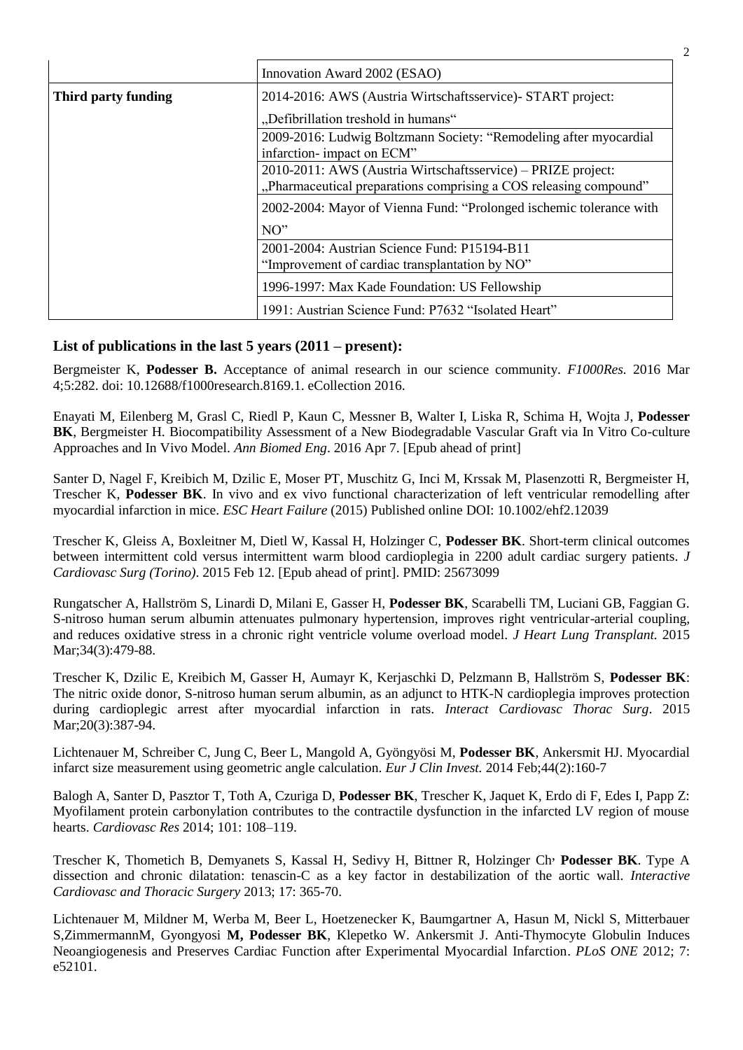| | |
|---|---|
| | Innovation Award 2002 (ESAO) |
| **Third party funding** | 2014-2016: AWS (Austria Wirtschaftsservice)- START project: „Defibrillation treshold in humans“ |
| | 2009-2016: Ludwig Boltzmann Society: “Remodeling after myocardial infarction- impact on ECM” |
| | 2010-2011: AWS (Austria Wirtschaftsservice) – PRIZE project: „Pharmaceutical preparations comprising a COS releasing compound” |
| | 2002-2004: Mayor of Vienna Fund: “Prolonged ischemic tolerance with NO” |
| | 2001-2004: Austrian Science Fund: P15194-B11 “Improvement of cardiac transplantation by NO” |
| | 1996-1997: Max Kade Foundation: US Fellowship |
| | 1991: Austrian Science Fund: P7632 “Isolated Heart” |

### List of publications in the last 5 years (2011 – present):

Bergmeister K, **Podesser B.** Acceptance of animal research in our science community. *F1000Res.* 2016 Mar 4;5:282. doi: 10.12688/f1000research.8169.1. eCollection 2016.

Enayati M, Eilenberg M, Grasl C, Riedl P, Kaun C, Messner B, Walter I, Liska R, Schima H, Wojta J, **Podesser BK**, Bergmeister H. Biocompatibility Assessment of a New Biodegradable Vascular Graft via In Vitro Co-culture Approaches and In Vivo Model. *Ann Biomed Eng*. 2016 Apr 7. [Epub ahead of print]

Santer D, Nagel F, Kreibich M, Dzilic E, Moser PT, Muschitz G, Inci M, Krssak M, Plasenzotti R, Bergmeister H, Trescher K, **Podesser BK**. In vivo and ex vivo functional characterization of left ventricular remodelling after myocardial infarction in mice. *ESC Heart Failure* (2015) Published online DOI: 10.1002/ehf2.12039

Trescher K, Gleiss A, Boxleitner M, Dietl W, Kassal H, Holzinger C, **Podesser BK**. Short-term clinical outcomes between intermittent cold versus intermittent warm blood cardioplegia in 2200 adult cardiac surgery patients. *J Cardiovasc Surg (Torino)*. 2015 Feb 12. [Epub ahead of print]. PMID: 25673099

Rungatscher A, Hallström S, Linardi D, Milani E, Gasser H, **Podesser BK**, Scarabelli TM, Luciani GB, Faggian G. S-nitroso human serum albumin attenuates pulmonary hypertension, improves right ventricular-arterial coupling, and reduces oxidative stress in a chronic right ventricle volume overload model. *J Heart Lung Transplant.* 2015 Mar;34(3):479-88.

Trescher K, Dzilic E, Kreibich M, Gasser H, Aumayr K, Kerjaschki D, Pelzmann B, Hallström S, **Podesser BK**: The nitric oxide donor, S-nitroso human serum albumin, as an adjunct to HTK-N cardioplegia improves protection during cardioplegic arrest after myocardial infarction in rats. *Interact Cardiovasc Thorac Surg*. 2015 Mar;20(3):387-94.

Lichtenauer M, Schreiber C, Jung C, Beer L, Mangold A, Gyöngyösi M, **Podesser BK**, Ankersmit HJ. Myocardial infarct size measurement using geometric angle calculation. *Eur J Clin Invest.* 2014 Feb;44(2):160-7

Balogh A, Santer D, Pasztor T, Toth A, Czuriga D, **Podesser BK**, Trescher K, Jaquet K, Erdo di F, Edes I, Papp Z: Myofilament protein carbonylation contributes to the contractile dysfunction in the infarcted LV region of mouse hearts. *Cardiovasc Res* 2014; 101: 108–119.

Trescher K, Thometich B, Demyanets S, Kassal H, Sedivy H, Bittner R, Holzinger Ch, **Podesser BK**. Type A dissection and chronic dilatation: tenascin-C as a key factor in destabilization of the aortic wall. *Interactive Cardiovasc and Thoracic Surgery* 2013; 17: 365-70.

Lichtenauer M, Mildner M, Werba M, Beer L, Hoetzenecker K, Baumgartner A, Hasun M, Nickl S, Mitterbauer S,ZimmermannM, Gyongyosi **M, Podesser BK**, Klepetko W. Ankersmit J. Anti-Thymocyte Globulin Induces Neoangiogenesis and Preserves Cardiac Function after Experimental Myocardial Infarction. *PLoS ONE* 2012; 7: e52101.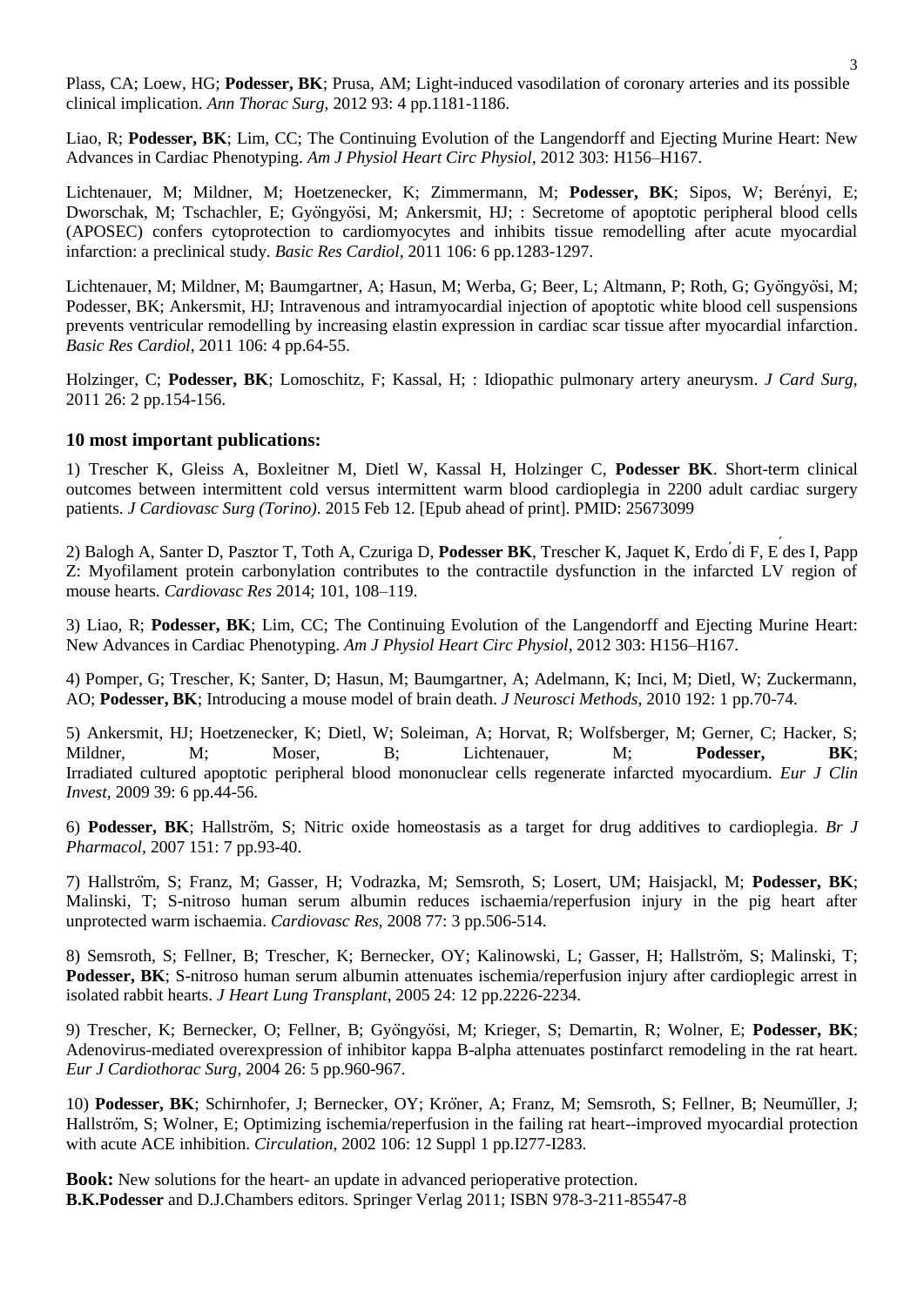Plass, CA; Loew, HG; **Podesser, BK**; Prusa, AM; Light-induced vasodilation of coronary arteries and its possible clinical implication. *Ann Thorac Surg*, 2012 93: 4 pp.1181-1186.

Liao, R; **Podesser, BK**; Lim, CC; The Continuing Evolution of the Langendorff and Ejecting Murine Heart: New Advances in Cardiac Phenotyping. *Am J Physiol Heart Circ Physiol*, 2012 303: H156–H167.

Lichtenauer, M; Mildner, M; Hoetzenecker, K; Zimmermann, M; **Podesser, BK**; Sipos, W; Berényi, E; Dworschak, M; Tschachler, E; Gyöngyösi, M; Ankersmit, HJ; : Secretome of apoptotic peripheral blood cells (APOSEC) confers cytoprotection to cardiomyocytes and inhibits tissue remodelling after acute myocardial infarction: a preclinical study. *Basic Res Cardiol*, 2011 106: 6 pp.1283-1297.

Lichtenauer, M; Mildner, M; Baumgartner, A; Hasun, M; Werba, G; Beer, L; Altmann, P; Roth, G; Gyöngyösi, M; Podesser, BK; Ankersmit, HJ; Intravenous and intramyocardial injection of apoptotic white blood cell suspensions prevents ventricular remodelling by increasing elastin expression in cardiac scar tissue after myocardial infarction. *Basic Res Cardiol*, 2011 106: 4 pp.64-55.

Holzinger, C; **Podesser, BK**; Lomoschitz, F; Kassal, H; : Idiopathic pulmonary artery aneurysm. *J Card Surg*, 2011 26: 2 pp.154-156.

### 10 most important publications:

1) Trescher K, Gleiss A, Boxleitner M, Dietl W, Kassal H, Holzinger C, **Podesser BK**. Short-term clinical outcomes between intermittent cold versus intermittent warm blood cardioplegia in 2200 adult cardiac surgery patients. *J Cardiovasc Surg (Torino)*. 2015 Feb 12. [Epub ahead of print]. PMID: 25673099

2) Balogh A, Santer D, Pasztor T, Toth A, Czuriga D, **Podesser BK**, Trescher K, Jaquet K, Erdődi F, Edes I, Papp Z: Myofilament protein carbonylation contributes to the contractile dysfunction in the infarcted LV region of mouse hearts. *Cardiovasc Res* 2014; 101, 108–119.

3) Liao, R; **Podesser, BK**; Lim, CC; The Continuing Evolution of the Langendorff and Ejecting Murine Heart: New Advances in Cardiac Phenotyping. *Am J Physiol Heart Circ Physiol*, 2012 303: H156–H167.

4) Pomper, G; Trescher, K; Santer, D; Hasun, M; Baumgartner, A; Adelmann, K; Inci, M; Dietl, W; Zuckermann, AO; **Podesser, BK**; Introducing a mouse model of brain death. *J Neurosci Methods*, 2010 192: 1 pp.70-74.

5) Ankersmit, HJ; Hoetzenecker, K; Dietl, W; Soleiman, A; Horvat, R; Wolfsberger, M; Gerner, C; Hacker, S; Mildner, M; Moser, B; Lichtenauer, M; **Podesser, BK**; Irradiated cultured apoptotic peripheral blood mononuclear cells regenerate infarcted myocardium. *Eur J Clin Invest*, 2009 39: 6 pp.44-56.

6) **Podesser, BK**; Hallström, S; Nitric oxide homeostasis as a target for drug additives to cardioplegia. *Br J Pharmacol*, 2007 151: 7 pp.93-40.

7) Hallström, S; Franz, M; Gasser, H; Vodrazka, M; Semsroth, S; Losert, UM; Haisjackl, M; **Podesser, BK**; Malinski, T; S-nitroso human serum albumin reduces ischaemia/reperfusion injury in the pig heart after unprotected warm ischaemia. *Cardiovasc Res*, 2008 77: 3 pp.506-514.

8) Semsroth, S; Fellner, B; Trescher, K; Bernecker, OY; Kalinowski, L; Gasser, H; Hallström, S; Malinski, T; **Podesser, BK**; S-nitroso human serum albumin attenuates ischemia/reperfusion injury after cardioplegic arrest in isolated rabbit hearts. *J Heart Lung Transplant*, 2005 24: 12 pp.2226-2234.

9) Trescher, K; Bernecker, O; Fellner, B; Gyöngyösi, M; Krieger, S; Demartin, R; Wolner, E; **Podesser, BK**; Adenovirus-mediated overexpression of inhibitor kappa B-alpha attenuates postinfarct remodeling in the rat heart. *Eur J Cardiothorac Surg*, 2004 26: 5 pp.960-967.

10) **Podesser, BK**; Schirnhofer, J; Bernecker, OY; Kröner, A; Franz, M; Semsroth, S; Fellner, B; Neumüller, J; Hallström, S; Wolner, E; Optimizing ischemia/reperfusion in the failing rat heart--improved myocardial protection with acute ACE inhibition. *Circulation*, 2002 106: 12 Suppl 1 pp.I277-I283.

**Book:** New solutions for the heart- an update in advanced perioperative protection.
**B.K.Podesser** and D.J.Chambers editors. Springer Verlag 2011; ISBN 978-3-211-85547-8